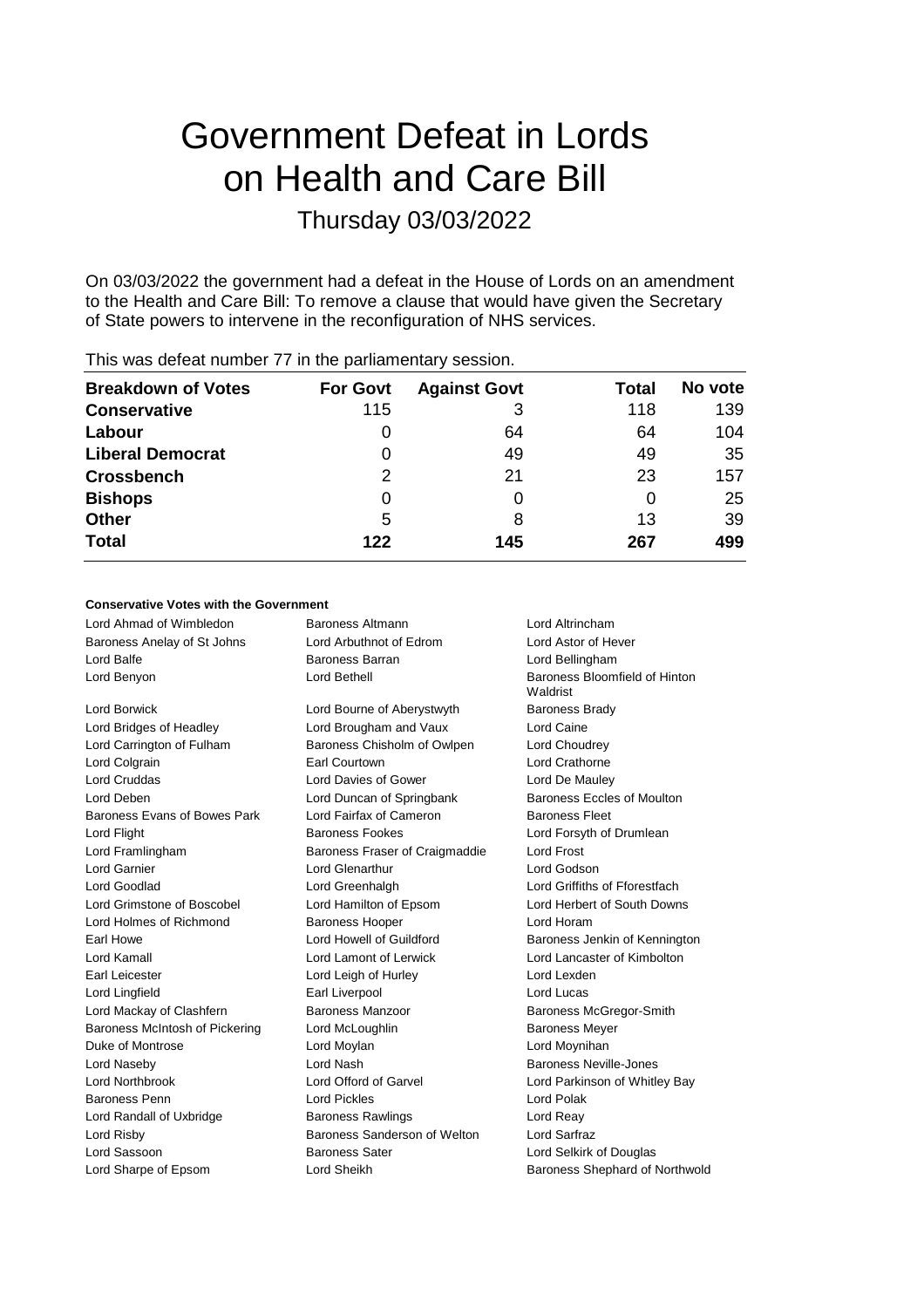# Government Defeat in Lords on Health and Care Bill

## Thursday 03/03/2022

On 03/03/2022 the government had a defeat in the House of Lords on an amendment to the Health and Care Bill: To remove a clause that would have given the Secretary of State powers to intervene in the reconfiguration of NHS services.

This was defeat number 77 in the parliamentary session.

| Breakdown of Votes | For Govt | Against Govt | Total | No vote |
|---|---|---|---|---|
| **Conservative** | 115 | 3 | 118 | 139 |
| **Labour** | 0 | 64 | 64 | 104 |
| **Liberal Democrat** | 0 | 49 | 49 | 35 |
| **Crossbench** | 2 | 21 | 23 | 157 |
| **Bishops** | 0 | 0 | 0 | 25 |
| **Other** | 5 | 8 | 13 | 39 |
| **Total** | **122** | **145** | **267** | **499** |

### Conservative Votes with the Government

| | | |
|---|---|---|
| Lord Ahmad of Wimbledon | Baroness Altmann | Lord Altrincham |
| Baroness Anelay of St Johns | Lord Arbuthnot of Edrom | Lord Astor of Hever |
| Lord Balfe | Baroness Barran | Lord Bellingham |
| Lord Benyon | Lord Bethell | Baroness Bloomfield of Hinton Waldrist |
| Lord Borwick | Lord Bourne of Aberystwyth | Baroness Brady |
| Lord Bridges of Headley | Lord Brougham and Vaux | Lord Caine |
| Lord Carrington of Fulham | Baroness Chisholm of Owlpen | Lord Choudrey |
| Lord Colgrain | Earl Courtown | Lord Crathorne |
| Lord Cruddas | Lord Davies of Gower | Lord De Mauley |
| Lord Deben | Lord Duncan of Springbank | Baroness Eccles of Moulton |
| Baroness Evans of Bowes Park | Lord Fairfax of Cameron | Baroness Fleet |
| Lord Flight | Baroness Fookes | Lord Forsyth of Drumlean |
| Lord Framlingham | Baroness Fraser of Craigmaddie | Lord Frost |
| Lord Garnier | Lord Glenarthur | Lord Godson |
| Lord Goodlad | Lord Greenhalgh | Lord Griffiths of Fforestfach |
| Lord Grimstone of Boscobel | Lord Hamilton of Epsom | Lord Herbert of South Downs |
| Lord Holmes of Richmond | Baroness Hooper | Lord Horam |
| Earl Howe | Lord Howell of Guildford | Baroness Jenkin of Kennington |
| Lord Kamall | Lord Lamont of Lerwick | Lord Lancaster of Kimbolton |
| Earl Leicester | Lord Leigh of Hurley | Lord Lexden |
| Lord Lingfield | Earl Liverpool | Lord Lucas |
| Lord Mackay of Clashfern | Baroness Manzoor | Baroness McGregor-Smith |
| Baroness McIntosh of Pickering | Lord McLoughlin | Baroness Meyer |
| Duke of Montrose | Lord Moylan | Lord Moynihan |
| Lord Naseby | Lord Nash | Baroness Neville-Jones |
| Lord Northbrook | Lord Offord of Garvel | Lord Parkinson of Whitley Bay |
| Baroness Penn | Lord Pickles | Lord Polak |
| Lord Randall of Uxbridge | Baroness Rawlings | Lord Reay |
| Lord Risby | Baroness Sanderson of Welton | Lord Sarfraz |
| Lord Sassoon | Baroness Sater | Lord Selkirk of Douglas |
| Lord Sharpe of Epsom | Lord Sheikh | Baroness Shephard of Northwold |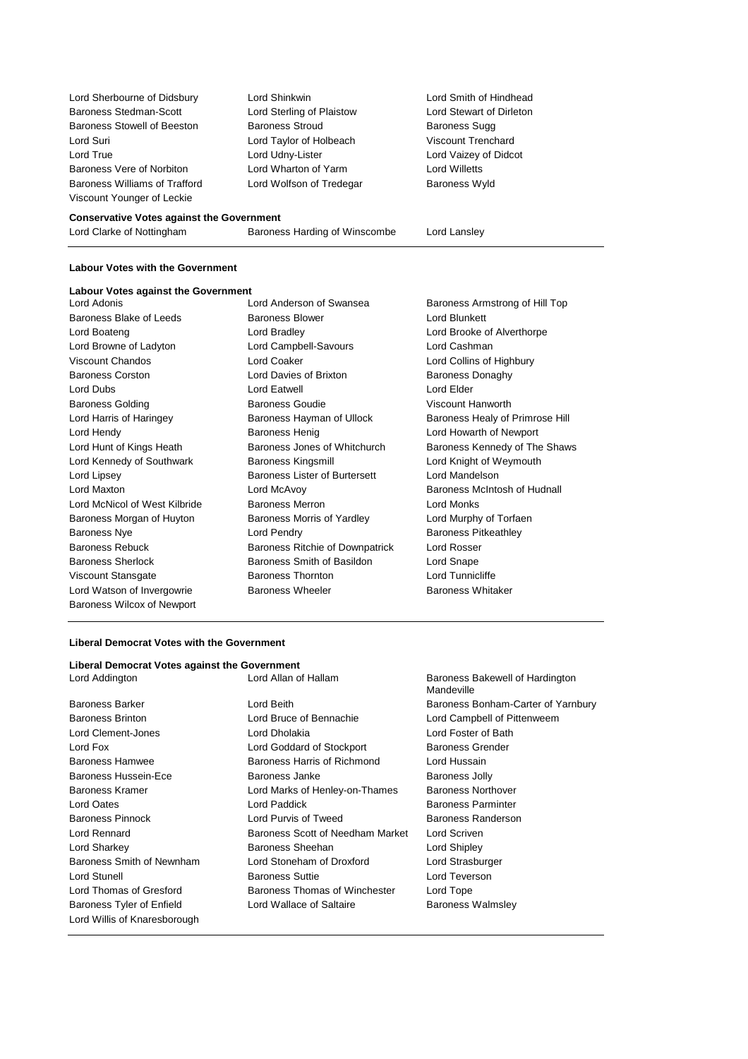Lord Sherbourne of Didsbury
Lord Shinkwin
Lord Smith of Hindhead
Baroness Stedman-Scott
Lord Sterling of Plaistow
Lord Stewart of Dirleton
Baroness Stowell of Beeston
Baroness Stroud
Baroness Sugg
Lord Suri
Lord Taylor of Holbeach
Viscount Trenchard
Lord True
Lord Udny-Lister
Lord Vaizey of Didcot
Baroness Vere of Norbiton
Lord Wharton of Yarm
Lord Willetts
Baroness Williams of Trafford
Lord Wolfson of Tredegar
Baroness Wyld
Viscount Younger of Leckie

**Conservative Votes against the Government**

Lord Clarke of Nottingham
Baroness Harding of Winscombe
Lord Lansley

---

**Labour Votes with the Government**

**Labour Votes against the Government**

Lord Adonis
Lord Anderson of Swansea
Baroness Armstrong of Hill Top
Baroness Blake of Leeds
Baroness Blower
Lord Blunkett
Lord Boateng
Lord Bradley
Lord Brooke of Alverthorpe
Lord Browne of Ladyton
Lord Campbell-Savours
Lord Cashman
Viscount Chandos
Lord Coaker
Lord Collins of Highbury
Baroness Corston
Lord Davies of Brixton
Baroness Donaghy
Lord Dubs
Lord Eatwell
Lord Elder
Baroness Golding
Baroness Goudie
Viscount Hanworth
Lord Harris of Haringey
Baroness Hayman of Ullock
Baroness Healy of Primrose Hill
Lord Hendy
Baroness Henig
Lord Howarth of Newport
Lord Hunt of Kings Heath
Baroness Jones of Whitchurch
Baroness Kennedy of The Shaws
Lord Kennedy of Southwark
Baroness Kingsmill
Lord Knight of Weymouth
Lord Lipsey
Baroness Lister of Burtersett
Lord Mandelson
Lord Maxton
Lord McAvoy
Baroness McIntosh of Hudnall
Lord McNicol of West Kilbride
Baroness Merron
Lord Monks
Baroness Morgan of Huyton
Baroness Morris of Yardley
Lord Murphy of Torfaen
Baroness Nye
Lord Pendry
Baroness Pitkeathley
Baroness Rebuck
Baroness Ritchie of Downpatrick
Lord Rosser
Baroness Sherlock
Baroness Smith of Basildon
Lord Snape
Viscount Stansgate
Baroness Thornton
Lord Tunnicliffe
Lord Watson of Invergowrie
Baroness Wheeler
Baroness Whitaker
Baroness Wilcox of Newport

---

**Liberal Democrat Votes with the Government**

**Liberal Democrat Votes against the Government**

Lord Addington
Lord Allan of Hallam
Baroness Bakewell of Hardington Mandeville
Baroness Barker
Lord Beith
Baroness Bonham-Carter of Yarnbury
Baroness Brinton
Lord Bruce of Bennachie
Lord Campbell of Pittenweem
Lord Clement-Jones
Lord Dholakia
Lord Foster of Bath
Lord Fox
Lord Goddard of Stockport
Baroness Grender
Baroness Hamwee
Baroness Harris of Richmond
Lord Hussain
Baroness Hussein-Ece
Baroness Janke
Baroness Jolly
Baroness Kramer
Lord Marks of Henley-on-Thames
Baroness Northover
Lord Oates
Lord Paddick
Baroness Parminter
Baroness Pinnock
Lord Purvis of Tweed
Baroness Randerson
Lord Rennard
Baroness Scott of Needham Market
Lord Scriven
Lord Sharkey
Baroness Sheehan
Lord Shipley
Baroness Smith of Newnham
Lord Stoneham of Droxford
Lord Strasburger
Lord Stunell
Baroness Suttie
Lord Teverson
Lord Thomas of Gresford
Baroness Thomas of Winchester
Lord Tope
Baroness Tyler of Enfield
Lord Wallace of Saltaire
Baroness Walmsley
Lord Willis of Knaresborough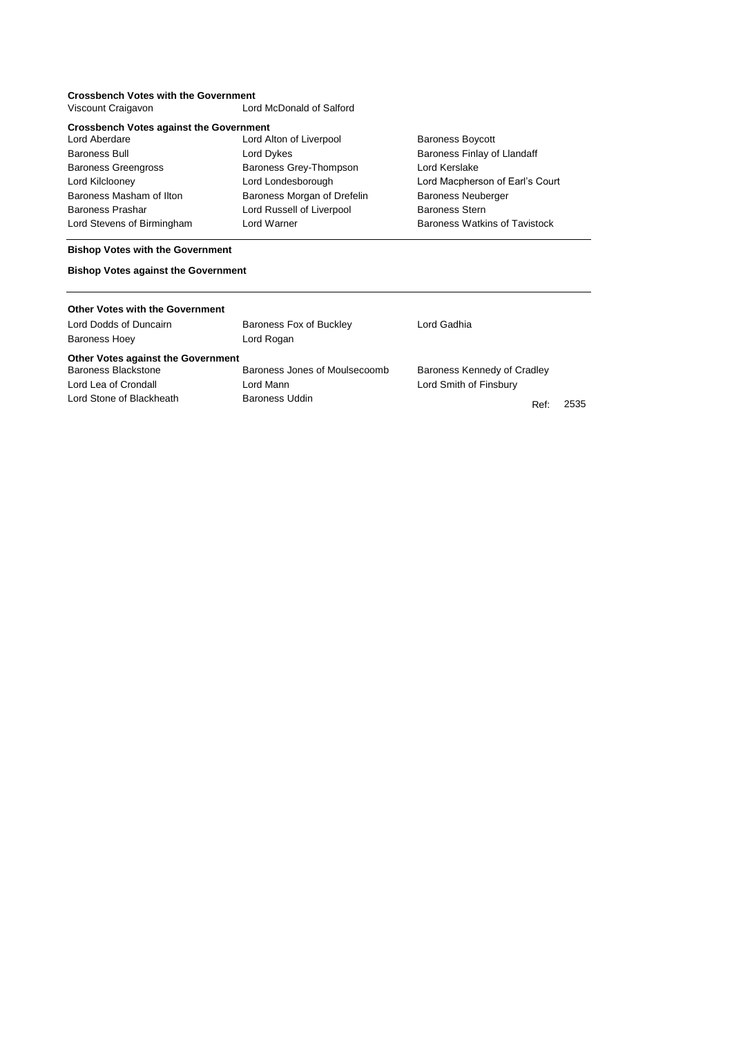**Crossbench Votes with the Government**

| | |
|---|---|
| Viscount Craigavon | Lord McDonald of Salford |

**Crossbench Votes against the Government**

| | | |
|---|---|---|
| Lord Aberdare | Lord Alton of Liverpool | Baroness Boycott |
| Baroness Bull | Lord Dykes | Baroness Finlay of Llandaff |
| Baroness Greengross | Baroness Grey-Thompson | Lord Kerslake |
| Lord Kilclooney | Lord Londesborough | Lord Macpherson of Earl's Court |
| Baroness Masham of Ilton | Baroness Morgan of Drefelin | Baroness Neuberger |
| Baroness Prashar | Lord Russell of Liverpool | Baroness Stern |
| Lord Stevens of Birmingham | Lord Warner | Baroness Watkins of Tavistock |

**Bishop Votes with the Government**

**Bishop Votes against the Government**

**Other Votes with the Government**

| | | |
|---|---|---|
| Lord Dodds of Duncairn | Baroness Fox of Buckley | Lord Gadhia |
| Baroness Hoey | Lord Rogan | |

**Other Votes against the Government**

| | | |
|---|---|---|
| Baroness Blackstone | Baroness Jones of Moulsecoomb | Baroness Kennedy of Cradley |
| Lord Lea of Crondall | Lord Mann | Lord Smith of Finsbury |
| Lord Stone of Blackheath | Baroness Uddin | |

Ref: 2535